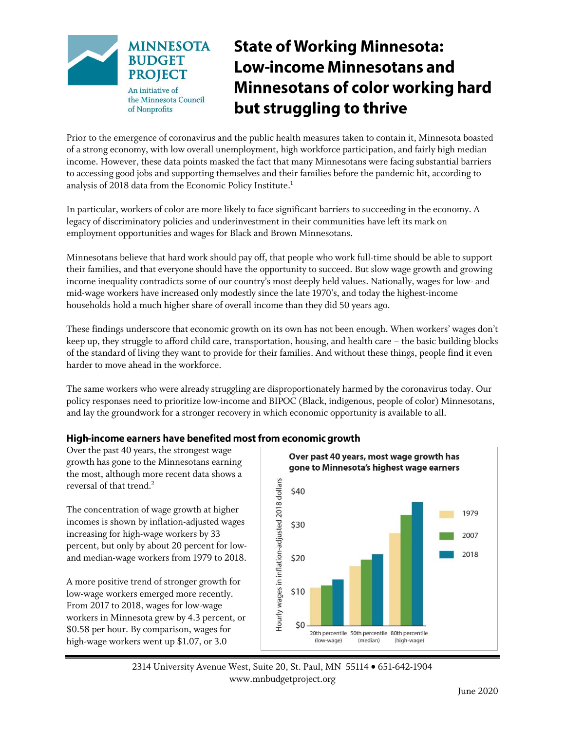# State of Working Minnesota: Low-income Minnesotans and Minnesotans of color working hard but struggling to thrive

**MINNESOTA BUDGET PROJECT**
An initiative of the Minnesota Council of Nonprofits

Prior to the emergence of coronavirus and the public health measures taken to contain it, Minnesota boasted of a strong economy, with low overall unemployment, high workforce participation, and fairly high median income. However, these data points masked the fact that many Minnesotans were facing substantial barriers to accessing good jobs and supporting themselves and their families before the pandemic hit, according to analysis of 2018 data from the Economic Policy Institute.[1]

In particular, workers of color are more likely to face significant barriers to succeeding in the economy. A legacy of discriminatory policies and underinvestment in their communities have left its mark on employment opportunities and wages for Black and Brown Minnesotans.

Minnesotans believe that hard work should pay off, that people who work full-time should be able to support their families, and that everyone should have the opportunity to succeed. But slow wage growth and growing income inequality contradicts some of our country's most deeply held values. Nationally, wages for low- and mid-wage workers have increased only modestly since the late 1970's, and today the highest-income households hold a much higher share of overall income than they did 50 years ago.

These findings underscore that economic growth on its own has not been enough. When workers' wages don't keep up, they struggle to afford child care, transportation, housing, and health care – the basic building blocks of the standard of living they want to provide for their families. And without these things, people find it even harder to move ahead in the workforce.

The same workers who were already struggling are disproportionately harmed by the coronavirus today. Our policy responses need to prioritize low-income and BIPOC (Black, indigenous, people of color) Minnesotans, and lay the groundwork for a stronger recovery in which economic opportunity is available to all.

## High-income earners have benefited most from economic growth

Over the past 40 years, the strongest wage growth has gone to the Minnesotans earning the most, although more recent data shows a reversal of that trend.[2]

The concentration of wage growth at higher incomes is shown by inflation-adjusted wages increasing for high-wage workers by 33 percent, but only by about 20 percent for low- and median-wage workers from 1979 to 2018.

A more positive trend of stronger growth for low-wage workers emerged more recently. From 2017 to 2018, wages for low-wage workers in Minnesota grew by 4.3 percent, or $0.58 per hour. By comparison, wages for high-wage workers went up $1.07, or 3.0

**Over past 40 years, most wage growth has gone to Minnesota's highest wage earners**

Hourly wages in inflation-adjusted 2018 dollars; bars for 1979, 2007, 2018 at the 20th percentile (low-wage), 50th percentile (median), and 80th percentile (high-wage). Axis: $0, $10, $20, $30, $40.

2314 University Avenue West, Suite 20, St. Paul, MN 55114 • 651-642-1904
www.mnbudgetproject.org

June 2020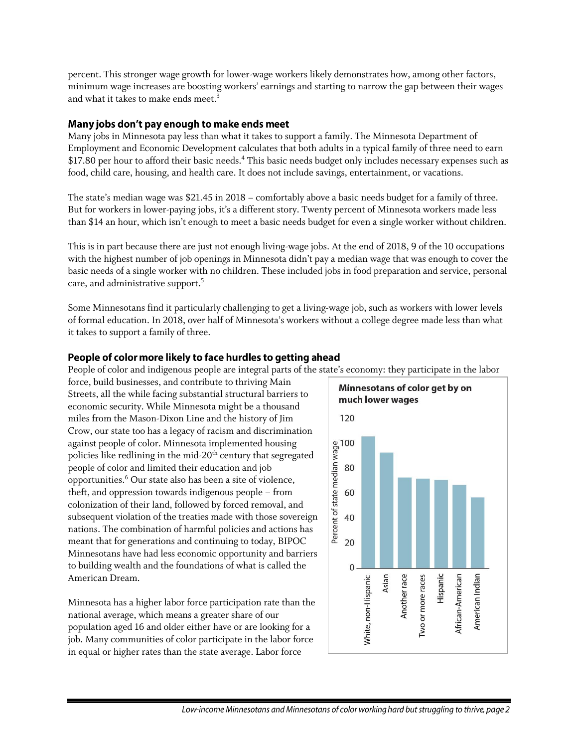percent. This stronger wage growth for lower-wage workers likely demonstrates how, among other factors, minimum wage increases are boosting workers' earnings and starting to narrow the gap between their wages and what it takes to make ends meet.[3]

### Many jobs don't pay enough to make ends meet

Many jobs in Minnesota pay less than what it takes to support a family. The Minnesota Department of Employment and Economic Development calculates that both adults in a typical family of three need to earn $17.80 per hour to afford their basic needs.[4] This basic needs budget only includes necessary expenses such as food, child care, housing, and health care. It does not include savings, entertainment, or vacations.

The state's median wage was $21.45 in 2018 – comfortably above a basic needs budget for a family of three. But for workers in lower-paying jobs, it's a different story. Twenty percent of Minnesota workers made less than $14 an hour, which isn't enough to meet a basic needs budget for even a single worker without children.

This is in part because there are just not enough living-wage jobs. At the end of 2018, 9 of the 10 occupations with the highest number of job openings in Minnesota didn't pay a median wage that was enough to cover the basic needs of a single worker with no children. These included jobs in food preparation and service, personal care, and administrative support.[5]

Some Minnesotans find it particularly challenging to get a living-wage job, such as workers with lower levels of formal education. In 2018, over half of Minnesota's workers without a college degree made less than what it takes to support a family of three.

### People of color more likely to face hurdles to getting ahead

People of color and indigenous people are integral parts of the state's economy: they participate in the labor force, build businesses, and contribute to thriving Main Streets, all the while facing substantial structural barriers to economic security. While Minnesota might be a thousand miles from the Mason-Dixon Line and the history of Jim Crow, our state too has a legacy of racism and discrimination against people of color. Minnesota implemented housing policies like redlining in the mid-20th century that segregated people of color and limited their education and job opportunities.[6] Our state also has been a site of violence, theft, and oppression towards indigenous people – from colonization of their land, followed by forced removal, and subsequent violation of the treaties made with those sovereign nations. The combination of harmful policies and actions has meant that for generations and continuing to today, BIPOC Minnesotans have had less economic opportunity and barriers to building wealth and the foundations of what is called the American Dream.

**Minnesotans of color get by on much lower wages**

Minnesota has a higher labor force participation rate than the national average, which means a greater share of our population aged 16 and older either have or are looking for a job. Many communities of color participate in the labor force in equal or higher rates than the state average. Labor force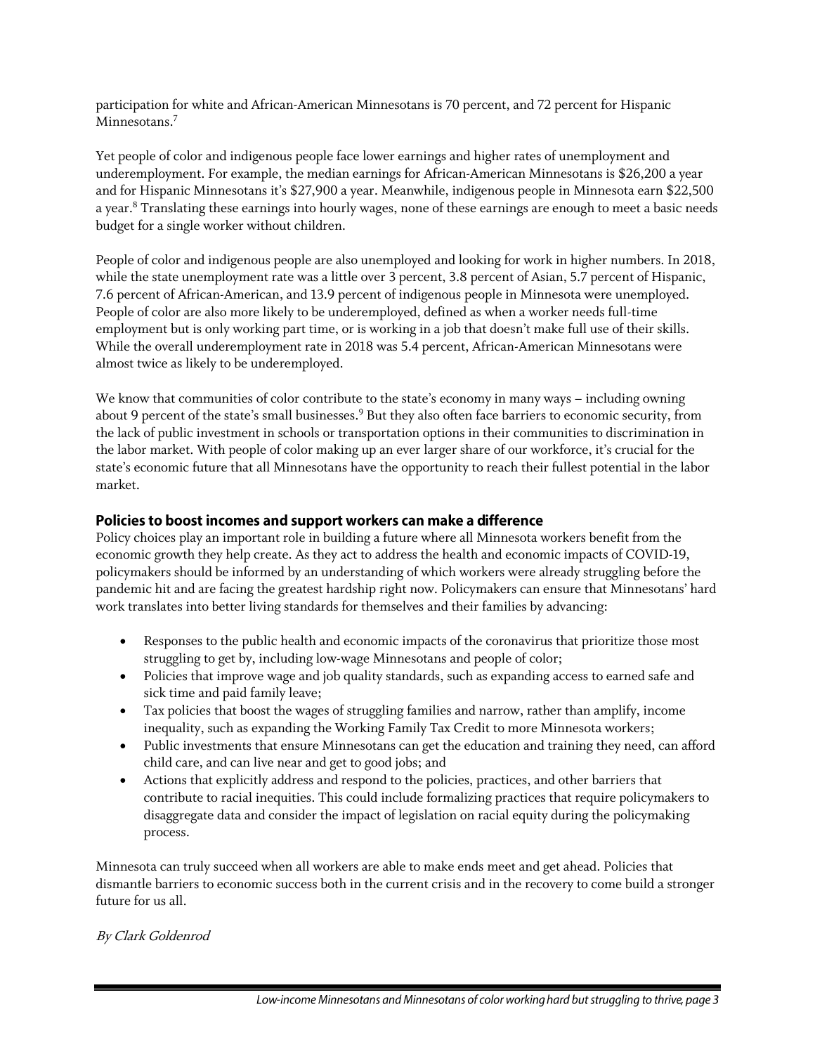participation for white and African-American Minnesotans is 70 percent, and 72 percent for Hispanic Minnesotans.[7]

Yet people of color and indigenous people face lower earnings and higher rates of unemployment and underemployment. For example, the median earnings for African-American Minnesotans is $26,200 a year and for Hispanic Minnesotans it's $27,900 a year. Meanwhile, indigenous people in Minnesota earn $22,500 a year.[8] Translating these earnings into hourly wages, none of these earnings are enough to meet a basic needs budget for a single worker without children.

People of color and indigenous people are also unemployed and looking for work in higher numbers. In 2018, while the state unemployment rate was a little over 3 percent, 3.8 percent of Asian, 5.7 percent of Hispanic, 7.6 percent of African-American, and 13.9 percent of indigenous people in Minnesota were unemployed. People of color are also more likely to be underemployed, defined as when a worker needs full-time employment but is only working part time, or is working in a job that doesn't make full use of their skills. While the overall underemployment rate in 2018 was 5.4 percent, African-American Minnesotans were almost twice as likely to be underemployed.

We know that communities of color contribute to the state's economy in many ways – including owning about 9 percent of the state's small businesses.[9] But they also often face barriers to economic security, from the lack of public investment in schools or transportation options in their communities to discrimination in the labor market. With people of color making up an ever larger share of our workforce, it's crucial for the state's economic future that all Minnesotans have the opportunity to reach their fullest potential in the labor market.

## Policies to boost incomes and support workers can make a difference

Policy choices play an important role in building a future where all Minnesota workers benefit from the economic growth they help create. As they act to address the health and economic impacts of COVID-19, policymakers should be informed by an understanding of which workers were already struggling before the pandemic hit and are facing the greatest hardship right now. Policymakers can ensure that Minnesotans' hard work translates into better living standards for themselves and their families by advancing:

- Responses to the public health and economic impacts of the coronavirus that prioritize those most struggling to get by, including low-wage Minnesotans and people of color;
- Policies that improve wage and job quality standards, such as expanding access to earned safe and sick time and paid family leave;
- Tax policies that boost the wages of struggling families and narrow, rather than amplify, income inequality, such as expanding the Working Family Tax Credit to more Minnesota workers;
- Public investments that ensure Minnesotans can get the education and training they need, can afford child care, and can live near and get to good jobs; and
- Actions that explicitly address and respond to the policies, practices, and other barriers that contribute to racial inequities. This could include formalizing practices that require policymakers to disaggregate data and consider the impact of legislation on racial equity during the policymaking process.

Minnesota can truly succeed when all workers are able to make ends meet and get ahead. Policies that dismantle barriers to economic success both in the current crisis and in the recovery to come build a stronger future for us all.

*By Clark Goldenrod*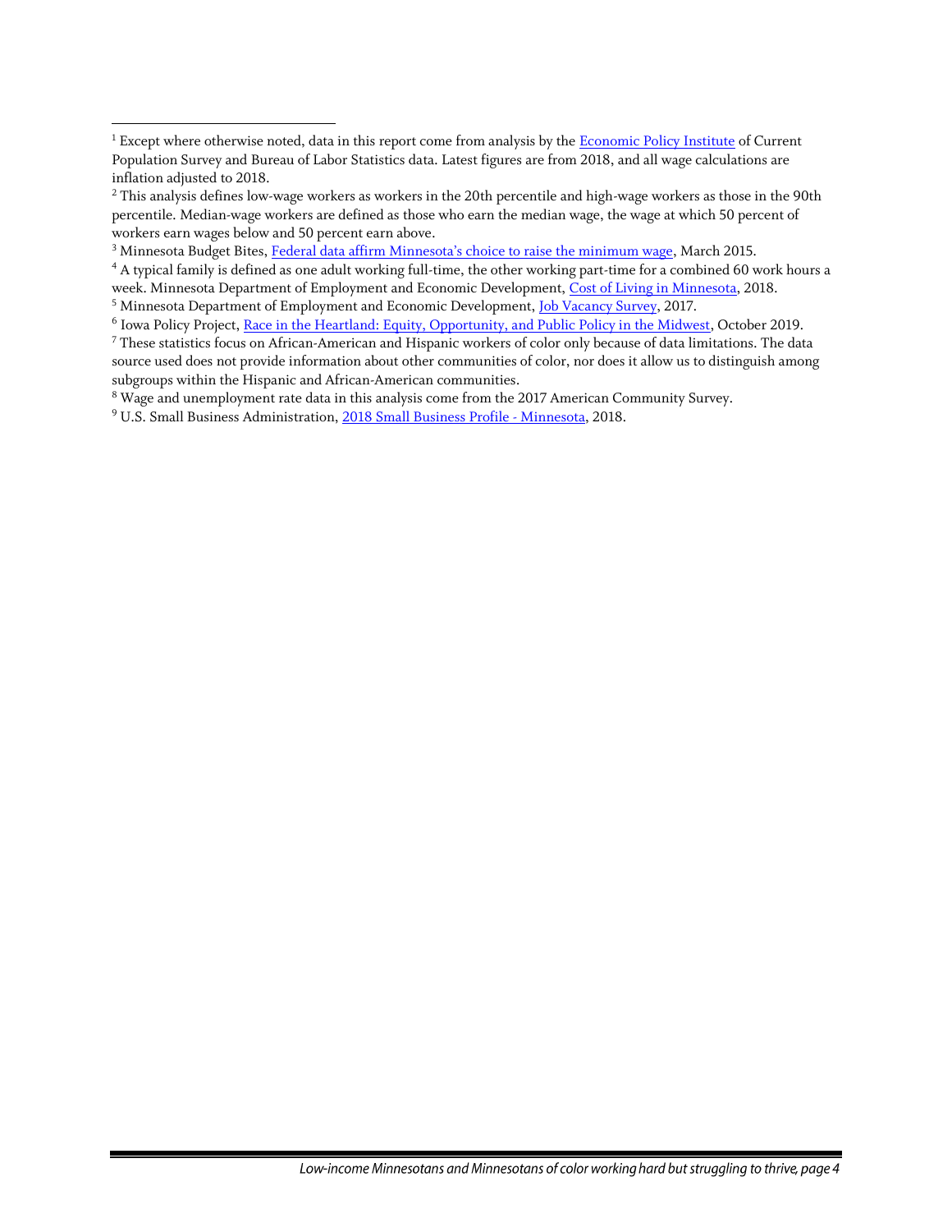[1] Except where otherwise noted, data in this report come from analysis by the Economic Policy Institute of Current Population Survey and Bureau of Labor Statistics data. Latest figures are from 2018, and all wage calculations are inflation adjusted to 2018.

[2] This analysis defines low-wage workers as workers in the 20th percentile and high-wage workers as those in the 90th percentile. Median-wage workers are defined as those who earn the median wage, the wage at which 50 percent of workers earn wages below and 50 percent earn above.

[3] Minnesota Budget Bites, Federal data affirm Minnesota's choice to raise the minimum wage, March 2015.

[4] A typical family is defined as one adult working full-time, the other working part-time for a combined 60 work hours a week. Minnesota Department of Employment and Economic Development, Cost of Living in Minnesota, 2018.

[5] Minnesota Department of Employment and Economic Development, Job Vacancy Survey, 2017.

[6] Iowa Policy Project, Race in the Heartland: Equity, Opportunity, and Public Policy in the Midwest, October 2019.

[7] These statistics focus on African-American and Hispanic workers of color only because of data limitations. The data source used does not provide information about other communities of color, nor does it allow us to distinguish among subgroups within the Hispanic and African-American communities.

[8] Wage and unemployment rate data in this analysis come from the 2017 American Community Survey.

[9] U.S. Small Business Administration, 2018 Small Business Profile - Minnesota, 2018.